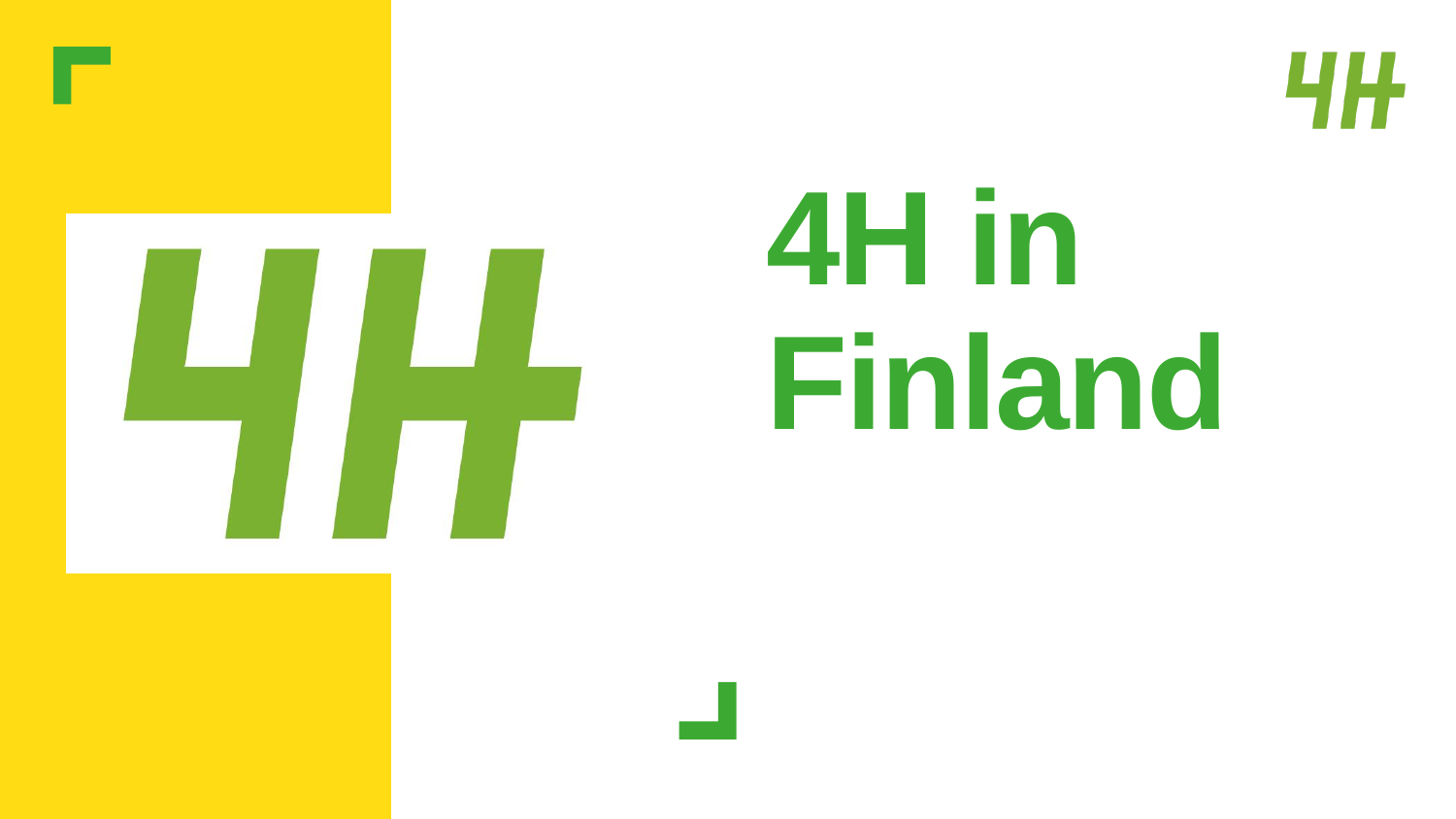# 4H in Finland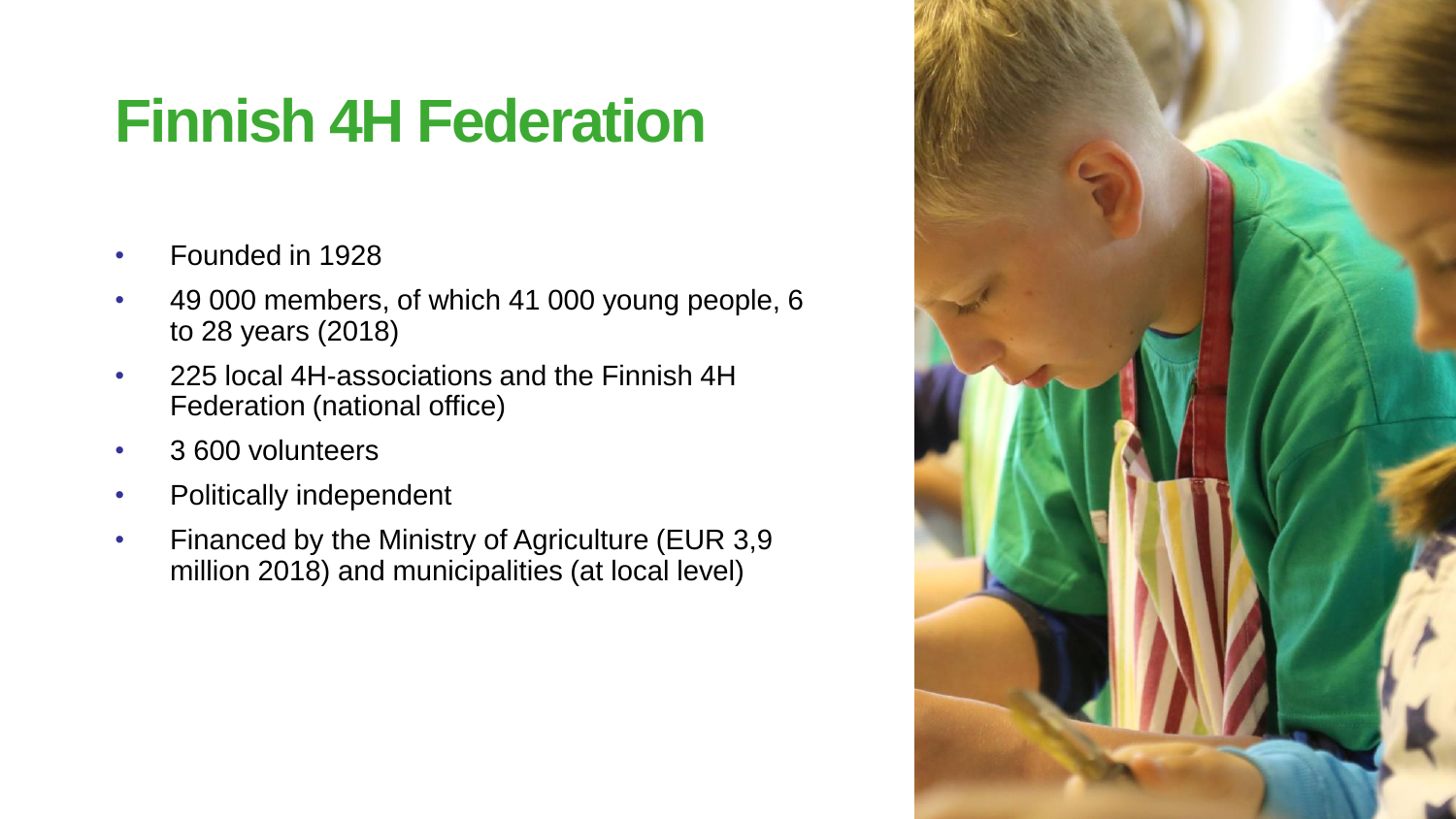# Finnish 4H Federation

- Founded in 1928
- 49 000 members, of which 41 000 young people, 6 to 28 years (2018)
- 225 local 4H-associations and the Finnish 4H Federation (national office)
- 3 600 volunteers
- Politically independent
- Financed by the Ministry of Agriculture (EUR 3,9 million 2018) and municipalities (at local level)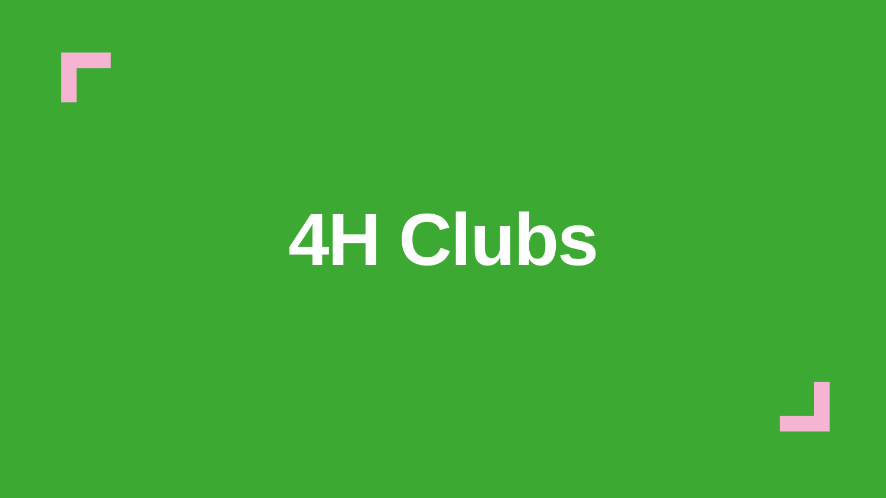# 4H Clubs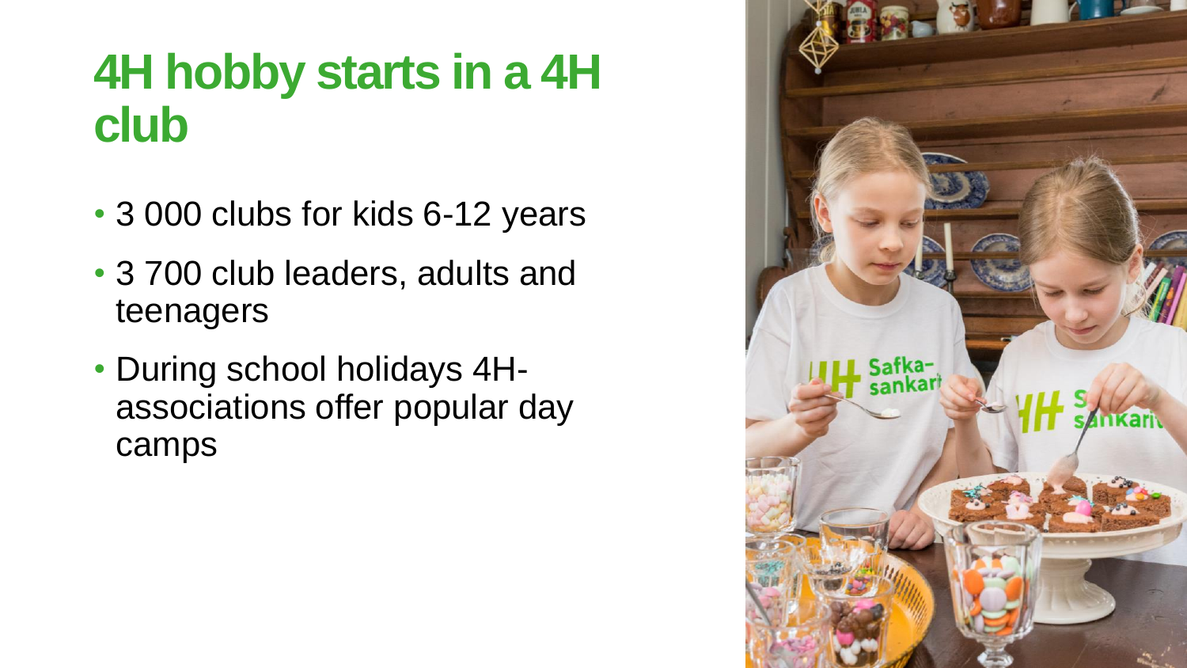# 4H hobby starts in a 4H club

- 3 000 clubs for kids 6-12 years
- 3 700 club leaders, adults and teenagers
- During school holidays 4H-associations offer popular day camps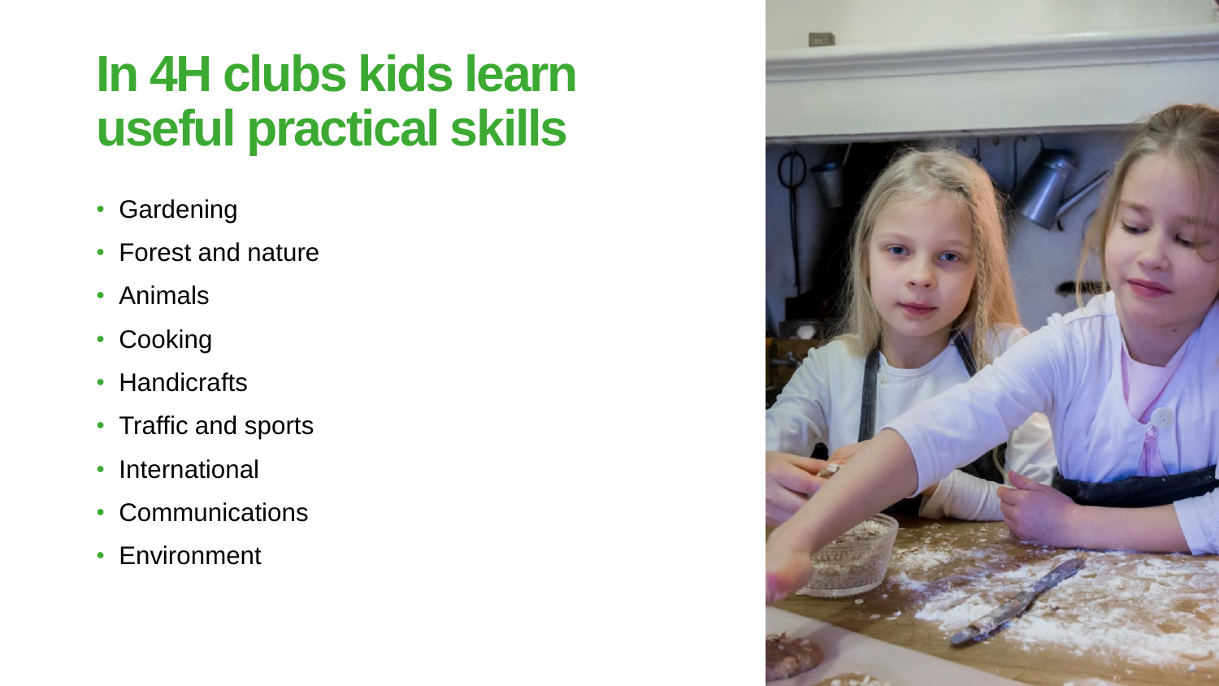# In 4H clubs kids learn useful practical skills

- Gardening
- Forest and nature
- Animals
- Cooking
- Handicrafts
- Traffic and sports
- International
- Communications
- Environment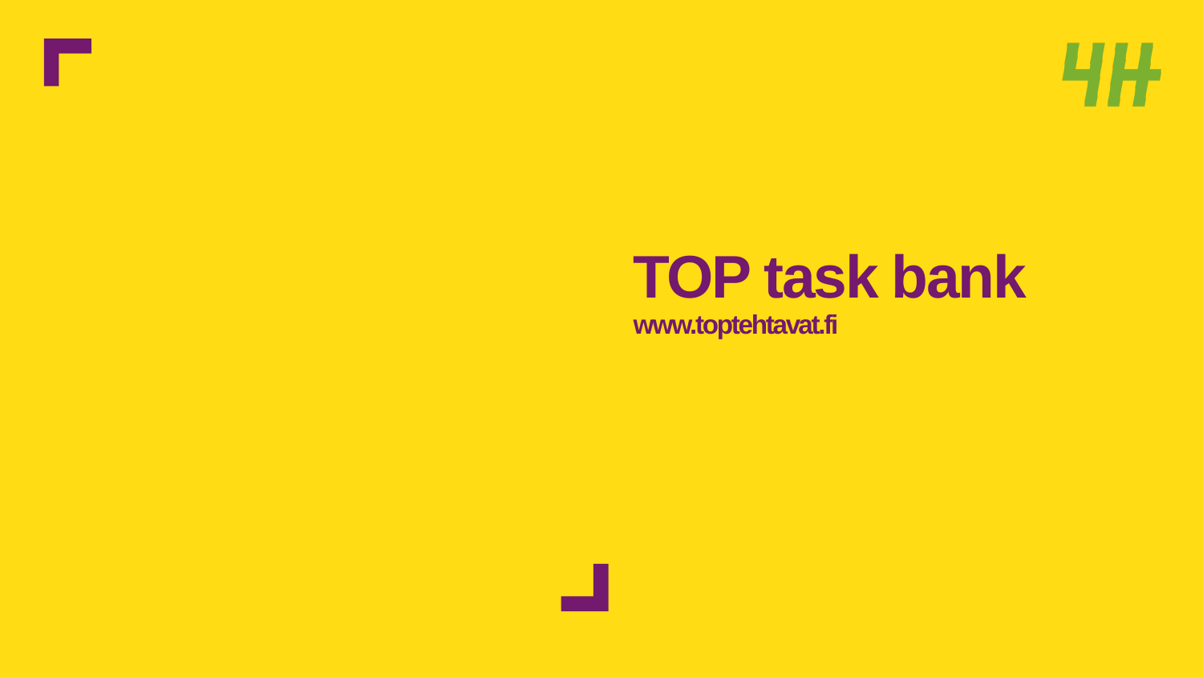# TOP task bank

www.toptehtavat.fi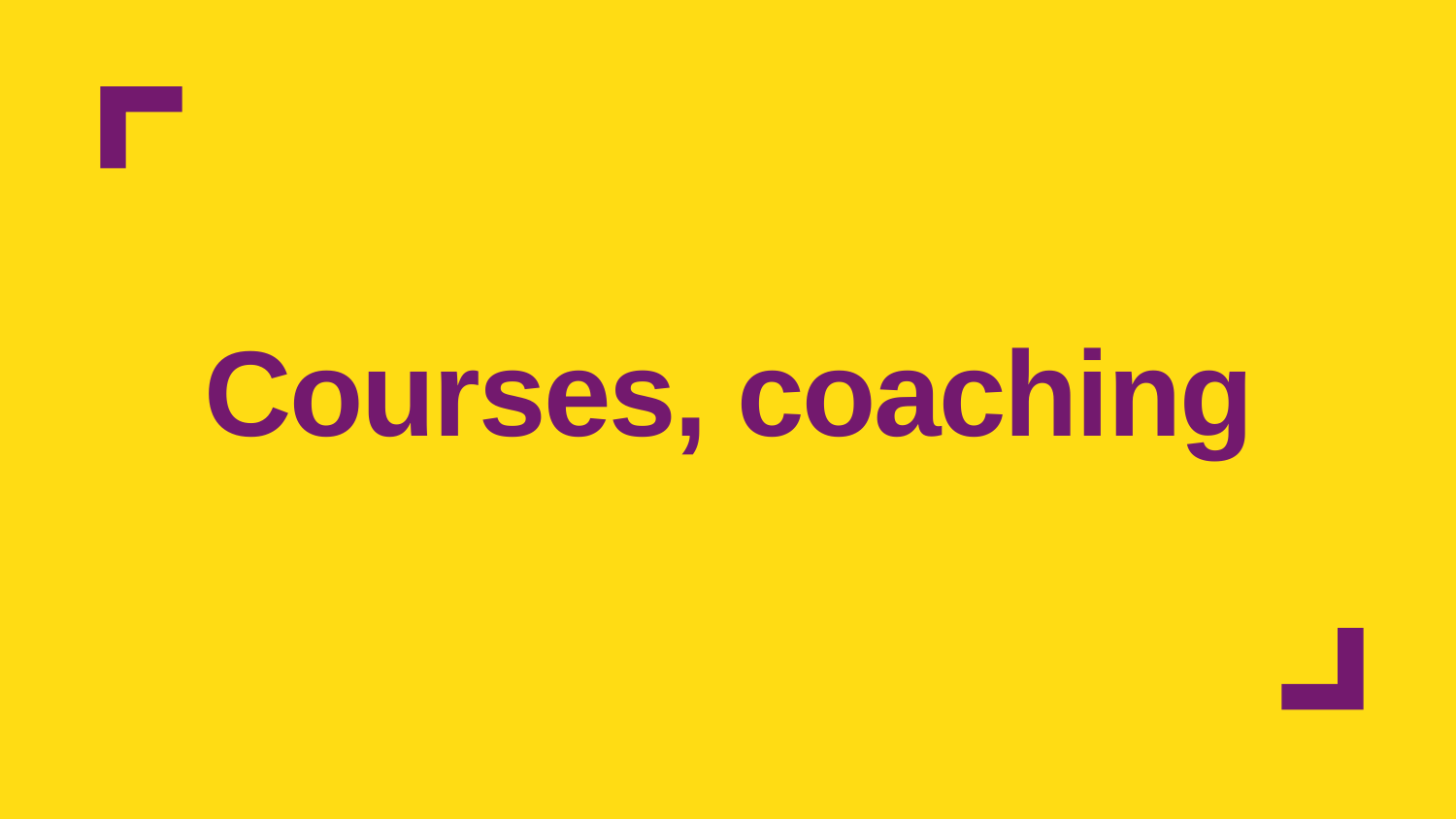# Courses, coaching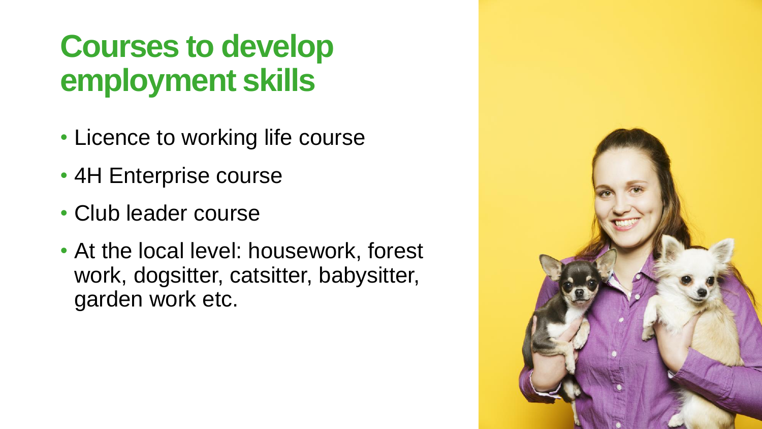# Courses to develop employment skills

- Licence to working life course
- 4H Enterprise course
- Club leader course
- At the local level: housework, forest work, dogsitter, catsitter, babysitter, garden work etc.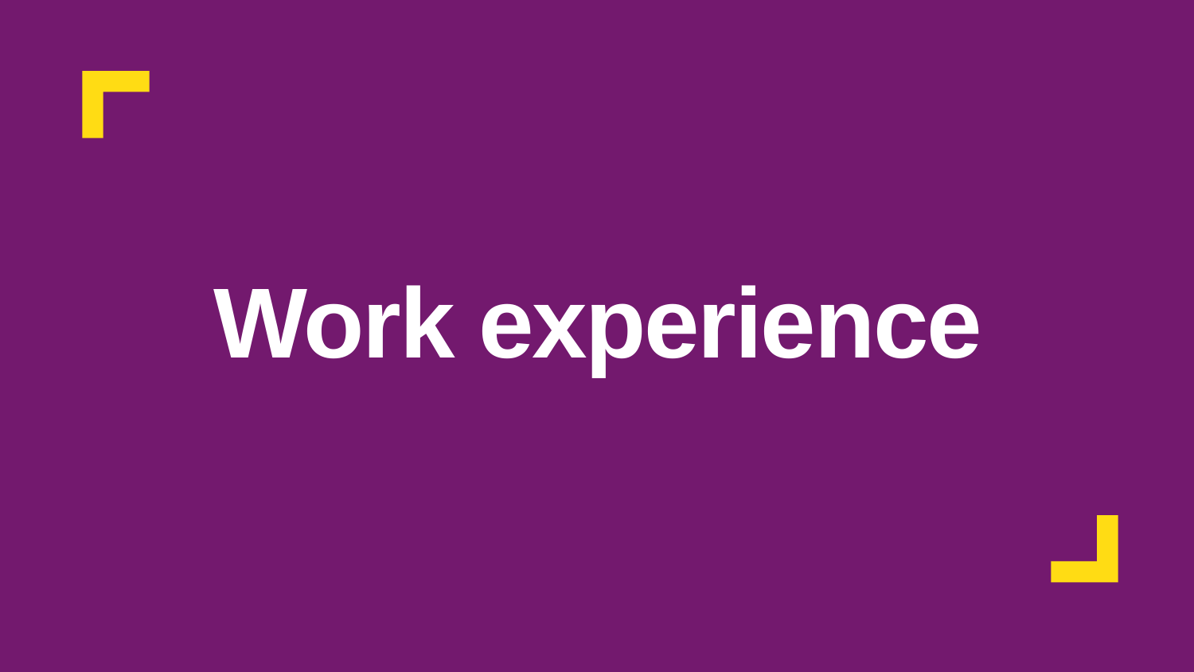# Work experience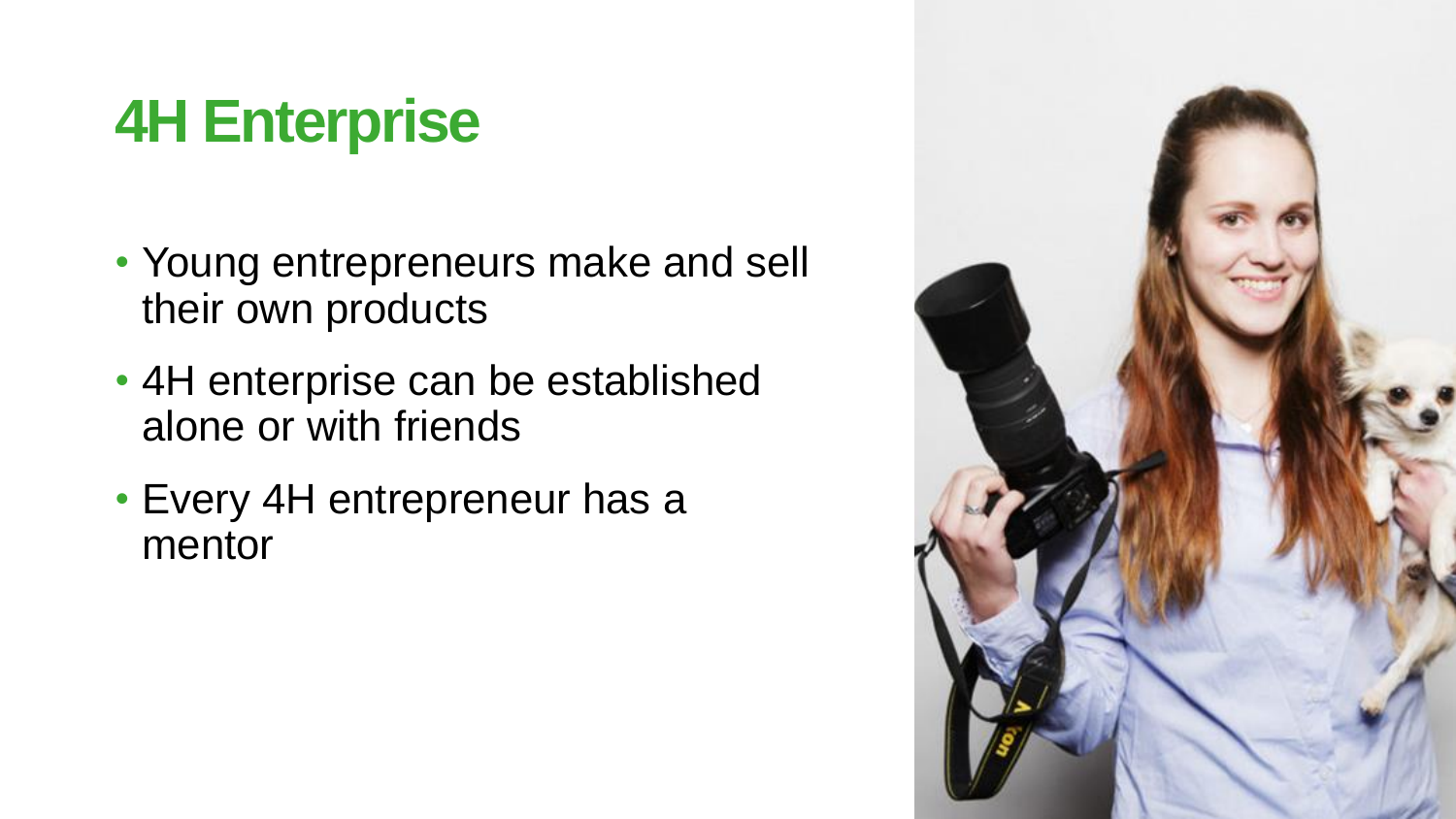# 4H Enterprise

- Young entrepreneurs make and sell their own products
- 4H enterprise can be established alone or with friends
- Every 4H entrepreneur has a mentor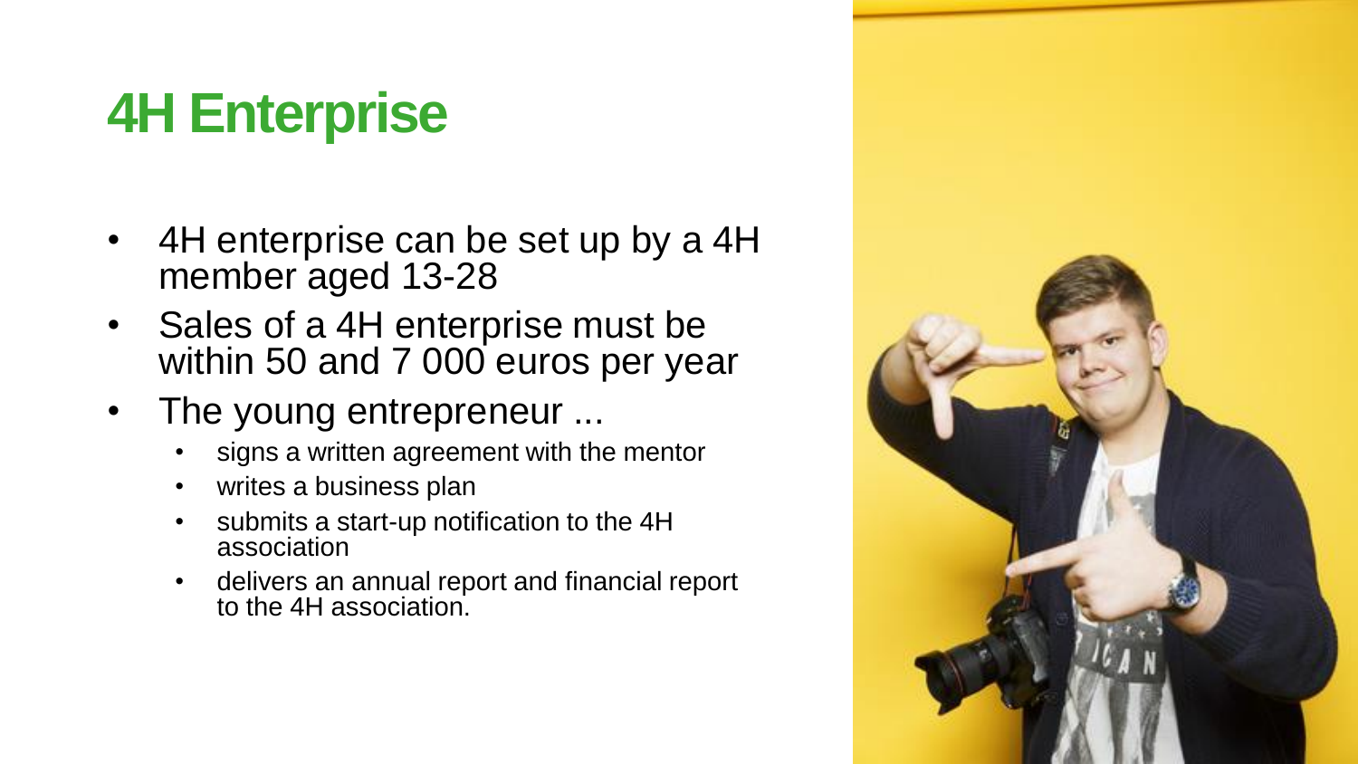# 4H Enterprise

- 4H enterprise can be set up by a 4H member aged 13-28
- Sales of a 4H enterprise must be within 50 and 7 000 euros per year
- The young entrepreneur ...
  - signs a written agreement with the mentor
  - writes a business plan
  - submits a start-up notification to the 4H association
  - delivers an annual report and financial report to the 4H association.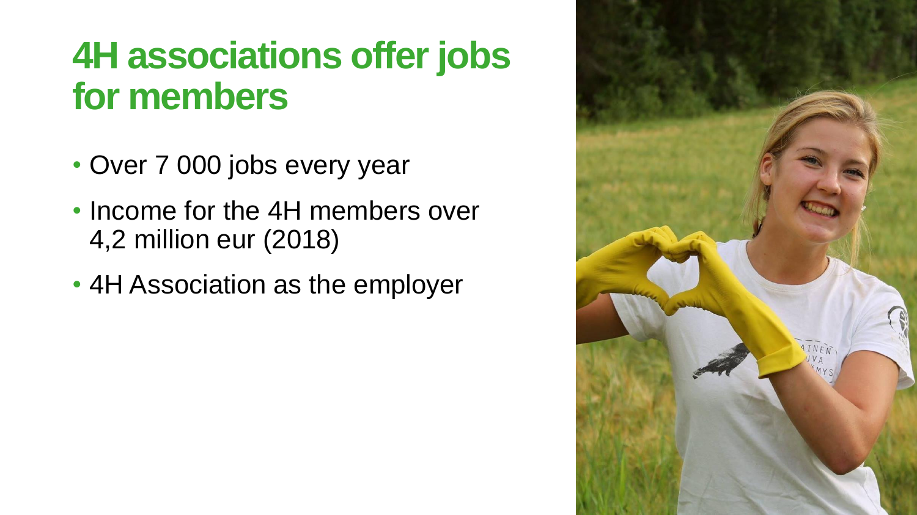# 4H associations offer jobs for members

- Over 7 000 jobs every year
- Income for the 4H members over 4,2 million eur (2018)
- 4H Association as the employer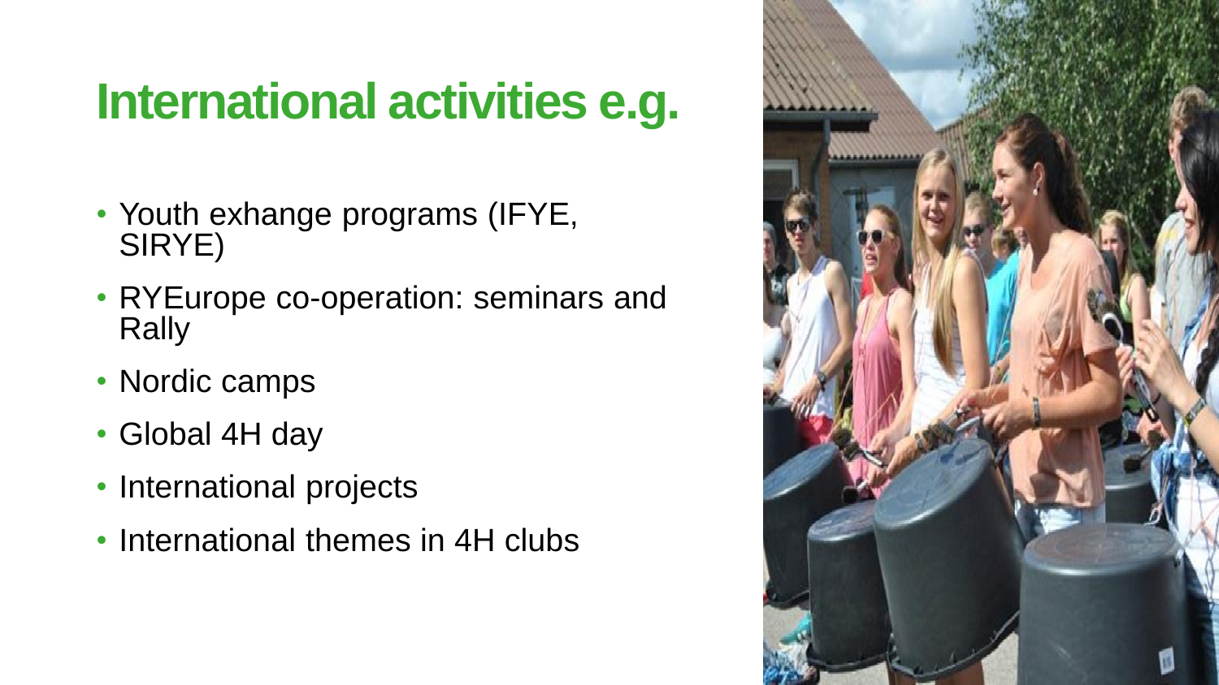# International activities e.g.

- Youth exhange programs (IFYE, SIRYE)
- RYEurope co-operation: seminars and Rally
- Nordic camps
- Global 4H day
- International projects
- International themes in 4H clubs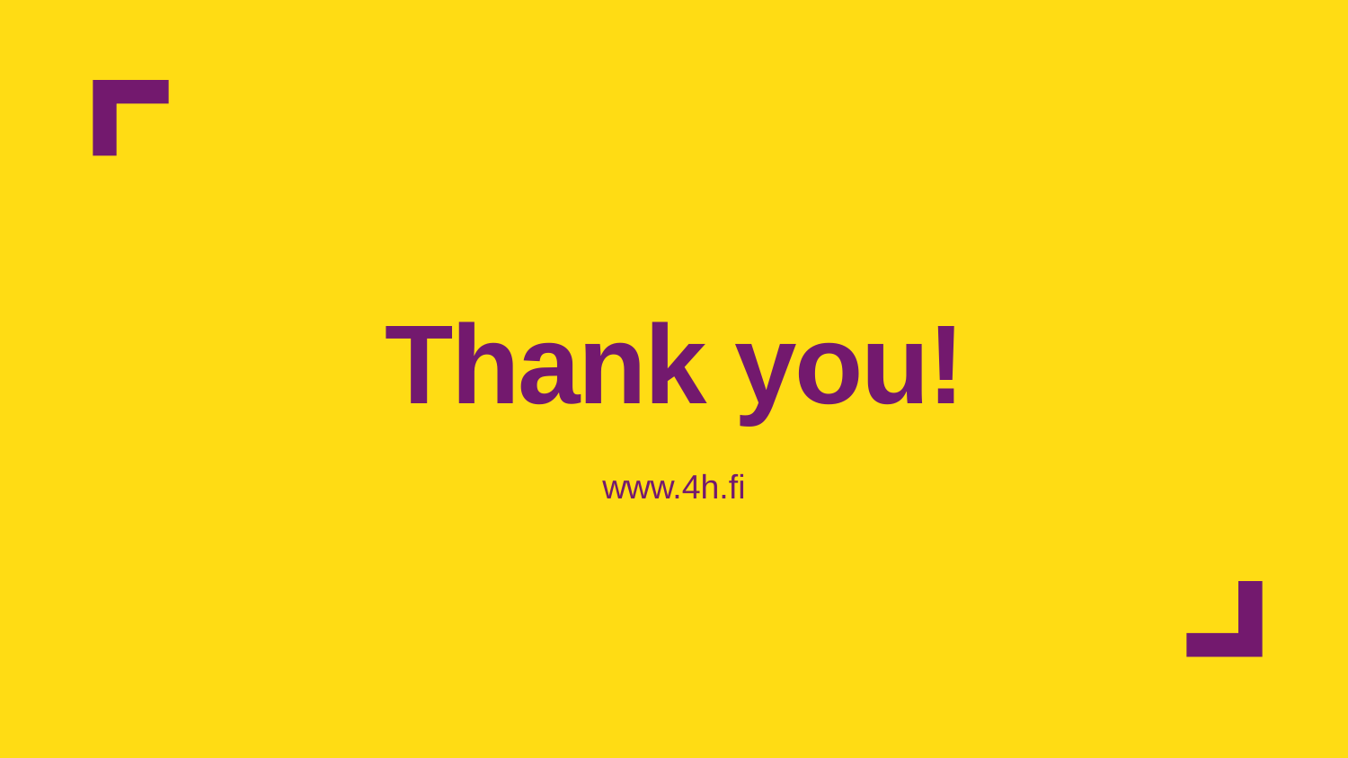# Thank you!

www.4h.fi